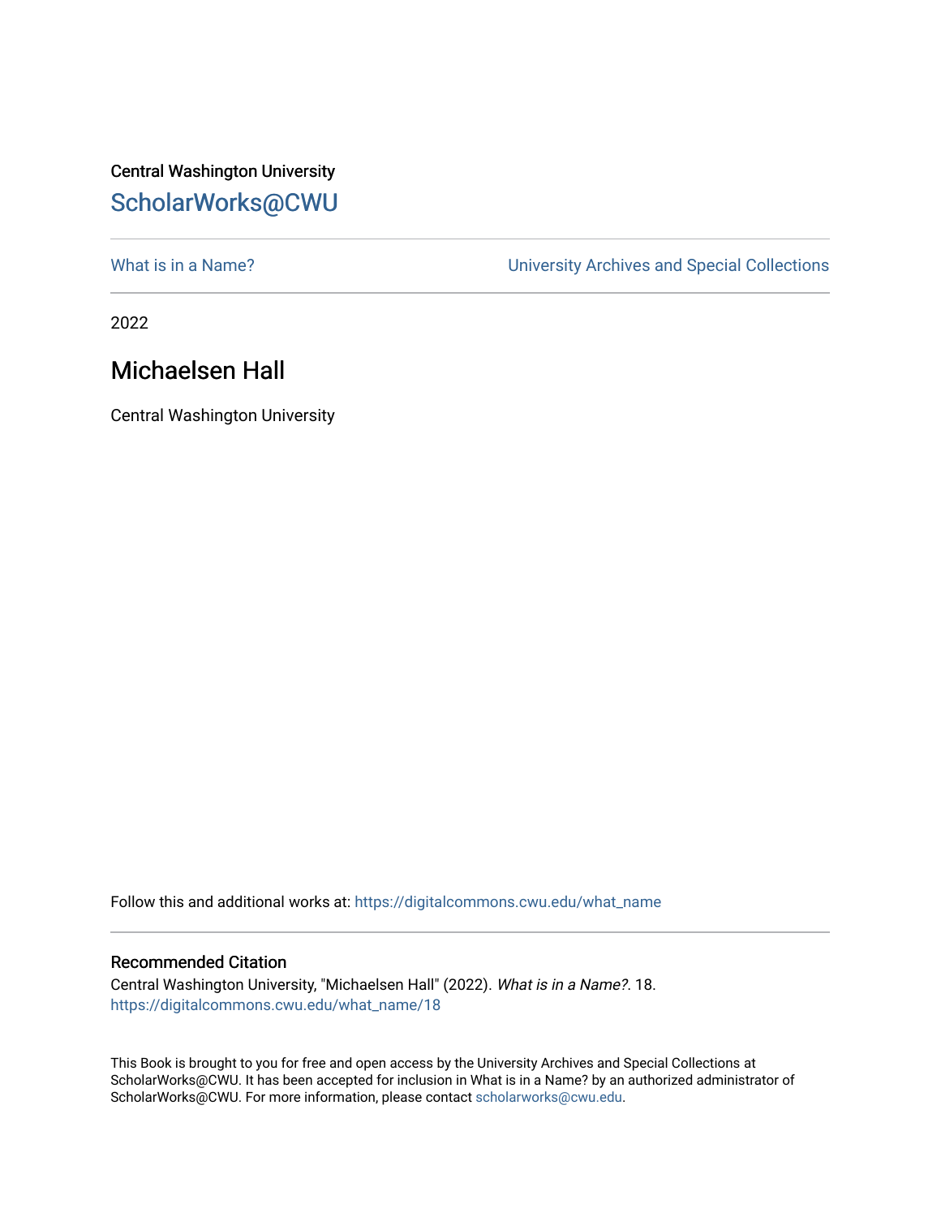Central Washington University

ScholarWorks@CWU

What is in a Name? | University Archives and Special Collections

2022

# Michaelsen Hall

Central Washington University

Follow this and additional works at: https://digitalcommons.cwu.edu/what_name

## Recommended Citation

Central Washington University, "Michaelsen Hall" (2022). *What is in a Name?*. 18.
https://digitalcommons.cwu.edu/what_name/18

This Book is brought to you for free and open access by the University Archives and Special Collections at ScholarWorks@CWU. It has been accepted for inclusion in What is in a Name? by an authorized administrator of ScholarWorks@CWU. For more information, please contact scholarworks@cwu.edu.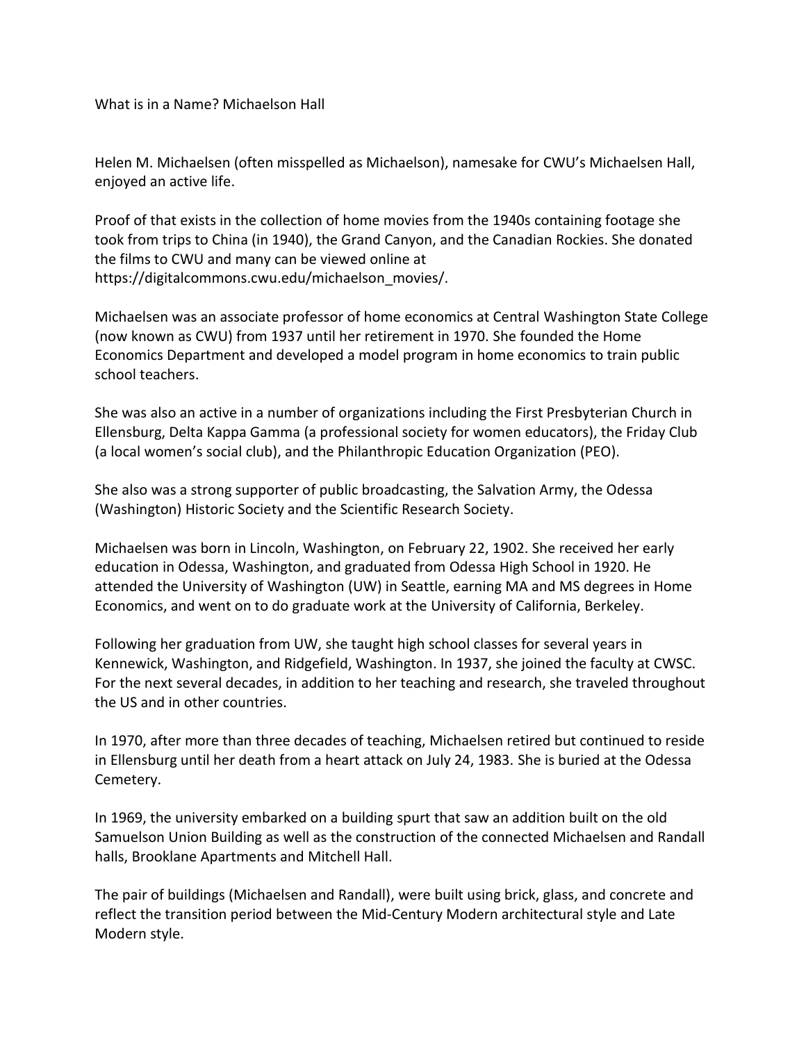What is in a Name? Michaelson Hall

Helen M. Michaelsen (often misspelled as Michaelson), namesake for CWU's Michaelsen Hall, enjoyed an active life.

Proof of that exists in the collection of home movies from the 1940s containing footage she took from trips to China (in 1940), the Grand Canyon, and the Canadian Rockies. She donated the films to CWU and many can be viewed online at https://digitalcommons.cwu.edu/michaelson_movies/.

Michaelsen was an associate professor of home economics at Central Washington State College (now known as CWU) from 1937 until her retirement in 1970. She founded the Home Economics Department and developed a model program in home economics to train public school teachers.

She was also an active in a number of organizations including the First Presbyterian Church in Ellensburg, Delta Kappa Gamma (a professional society for women educators), the Friday Club (a local women's social club), and the Philanthropic Education Organization (PEO).

She also was a strong supporter of public broadcasting, the Salvation Army, the Odessa (Washington) Historic Society and the Scientific Research Society.

Michaelsen was born in Lincoln, Washington, on February 22, 1902. She received her early education in Odessa, Washington, and graduated from Odessa High School in 1920. He attended the University of Washington (UW) in Seattle, earning MA and MS degrees in Home Economics, and went on to do graduate work at the University of California, Berkeley.

Following her graduation from UW, she taught high school classes for several years in Kennewick, Washington, and Ridgefield, Washington. In 1937, she joined the faculty at CWSC. For the next several decades, in addition to her teaching and research, she traveled throughout the US and in other countries.

In 1970, after more than three decades of teaching, Michaelsen retired but continued to reside in Ellensburg until her death from a heart attack on July 24, 1983. She is buried at the Odessa Cemetery.

In 1969, the university embarked on a building spurt that saw an addition built on the old Samuelson Union Building as well as the construction of the connected Michaelsen and Randall halls, Brooklane Apartments and Mitchell Hall.

The pair of buildings (Michaelsen and Randall), were built using brick, glass, and concrete and reflect the transition period between the Mid-Century Modern architectural style and Late Modern style.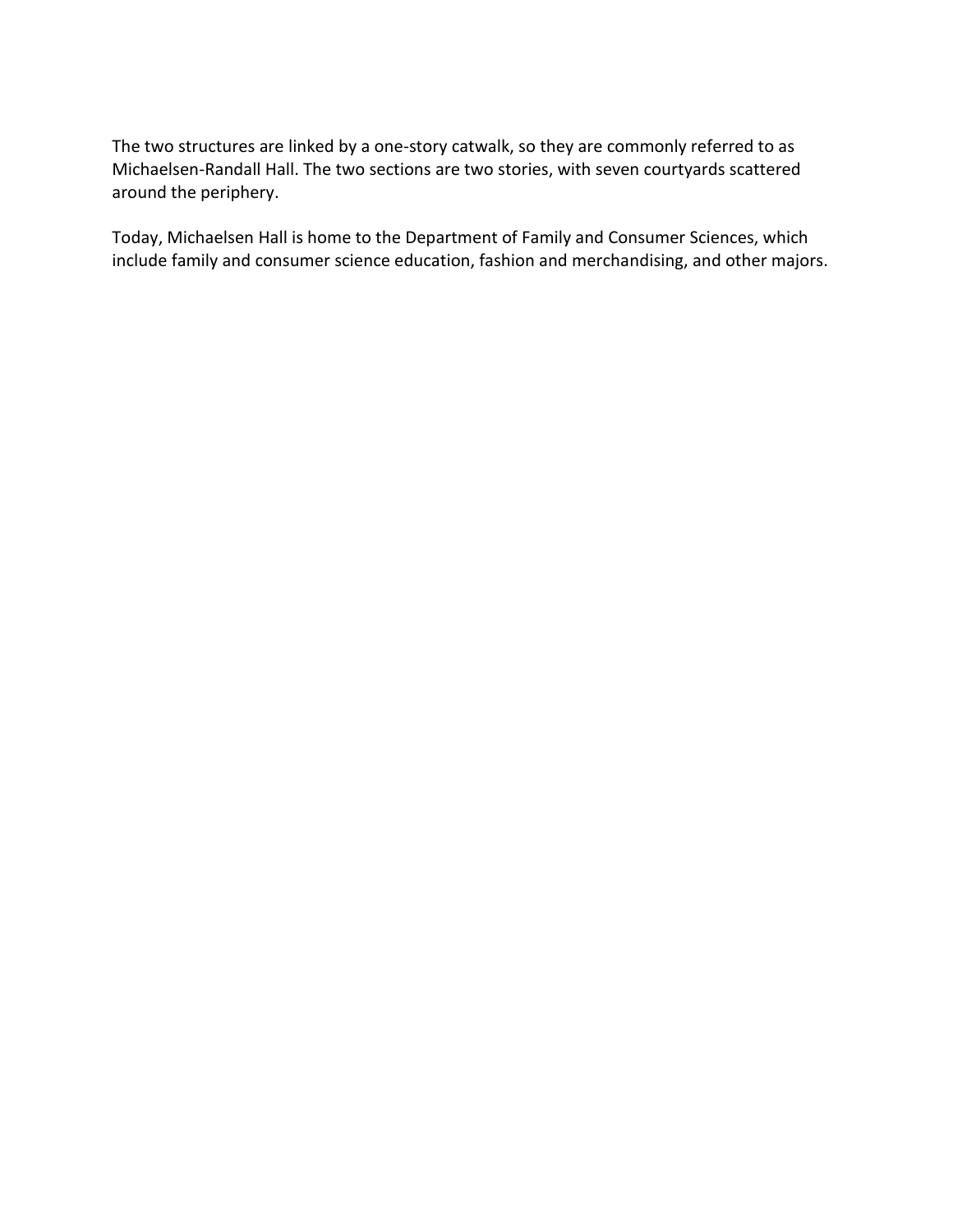The two structures are linked by a one-story catwalk, so they are commonly referred to as Michaelsen-Randall Hall. The two sections are two stories, with seven courtyards scattered around the periphery.

Today, Michaelsen Hall is home to the Department of Family and Consumer Sciences, which include family and consumer science education, fashion and merchandising, and other majors.